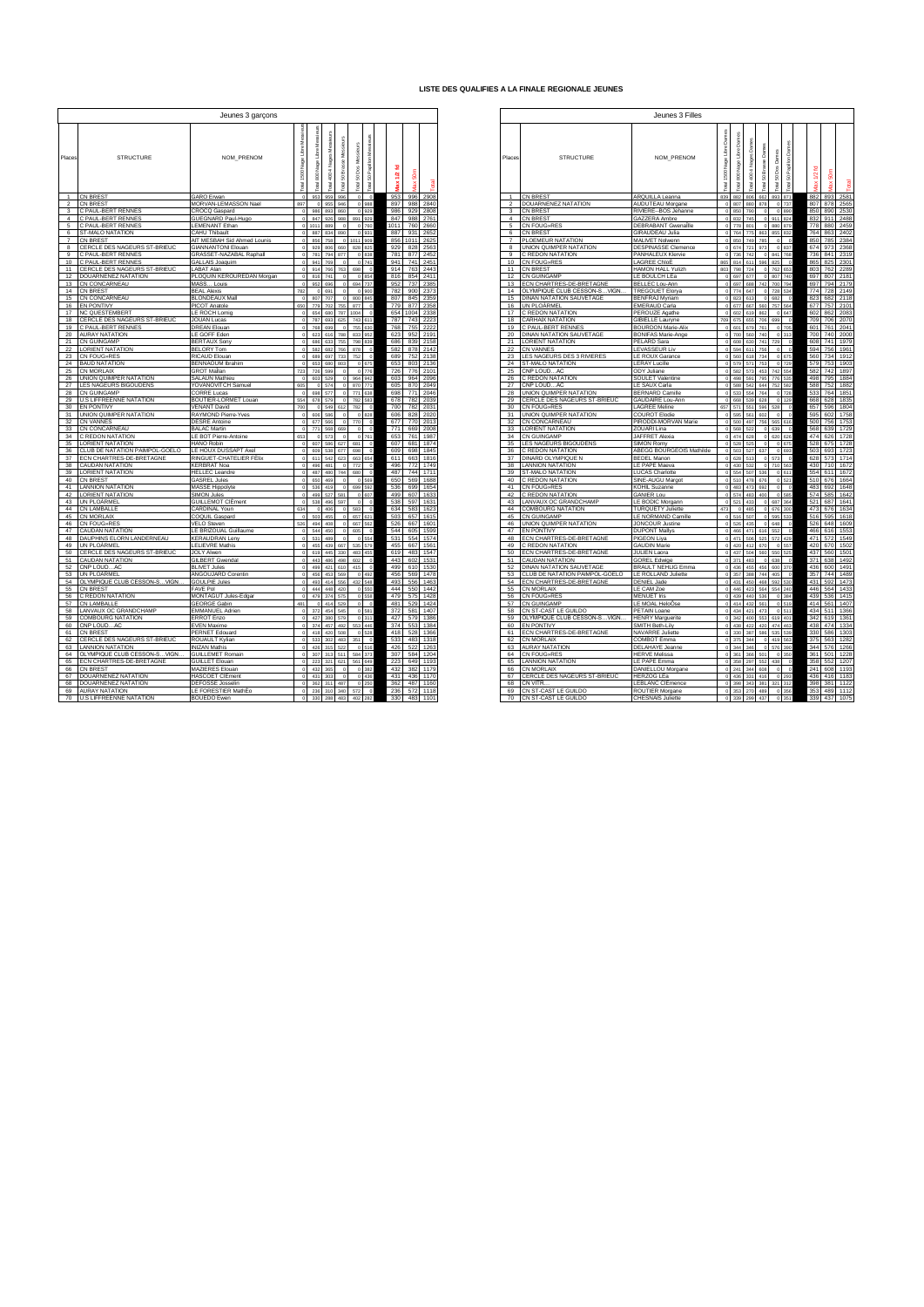# LISTE DES QUALIFIES A LA FINALE REGIONALE JEUNES

## Jeunes 3 garçons

| Places | STRUCTURE | NOM_PRENOM | Total 1500 Nage Libre Messieurs | Total 800 Nage Libre Messieurs | Total 400 4 Nages Messieurs | Total 50 Brasse Messieurs | Total 50 Dos Messieurs | Total 50 Papillon Messieurs | Max 1/2 fd | Max Sprint | Total |
|---|---|---|---|---|---|---|---|---|---|---|---|
| 1 | CN BREST | GARO Erwan | 0 | 953 | 959 | 996 | 0 | 0 | 953 | 996 | 2908 |
| 2 | CN BREST | MORVAN-LEMASSON Nael | 897 | 0 | 955 | 946 | 0 | 988 | 897 | 988 | 2840 |
| 3 | C PAUL-BERT RENNES | CROCQ Gaspard | 0 | 986 | 893 | 860 | 0 | 920 | 986 | 920 | 2808 |
| 4 | C PAUL-BERT RENNES | GUEGNARD Paul-Hugo | 0 | 847 | 926 | 988 | 891 | 929 | 847 | 988 | 2761 |
| 5 | C PAUL-BERT RENNES | LEMENANT Ethan | 0 | 1011 | 889 | 0 | 0 | 760 | 1011 | 760 | 2660 |
| 6 | ST-MALO NATATION | CAHU Thibault | 0 | 887 | 834 | 890 | 0 | 931 | 887 | 931 | 2652 |
| 7 | CN BREST | AIT MESBAH Sid Ahmed Lounis | 0 | 856 | 758 | 0 | 1011 | 926 | 856 | 1011 | 2625 |
| 8 | CERCLE DES NAGEURS ST-BRIEUC | GIANNANTONI Elouan | 0 | 929 | 806 | 660 | 828 | 825 | 929 | 828 | 2563 |
| 9 | C PAUL-BERT RENNES | GRASSET-NAZABAL Raphaël | 0 | 781 | 794 | 877 | 0 | 838 | 781 | 877 | 2452 |
| 10 | C PAUL-BERT RENNES | GALLAIS Joaquim | 0 | 941 | 769 | 0 | 0 | 741 | 941 | 741 | 2451 |
| 11 | CERCLE DES NAGEURS ST-BRIEUC | LABAT Alan | 0 | 914 | 766 | 762 | 696 | 0 | 914 | 763 | 2443 |
| 12 | DOUARNENEZ NATATION | PLOQUIN KEROUREDAN Morgan | 0 | 816 | 741 | 0 | 0 | 854 | 816 | 854 | 2411 |
| 13 | CN CONCARNEAU | MASS... Louis | 0 | 952 | 696 | 0 | 694 | 737 | 952 | 737 | 2385 |
| 14 | CN BREST | BEAL Alexis | 782 | 0 | 691 | 0 | 0 | 900 | 782 | 900 | 2373 |
| 15 | CN CONCARNEAU | BLONDEAUX Mall | 0 | 807 | 707 | 0 | 800 | 845 | 807 | 845 | 2359 |
| 16 | EN PONTIVY | PICOT Anatole | 650 | 779 | 702 | 755 | 877 | 0 | 779 | 877 | 2358 |
| 17 | NC QUESTEMBERT | LE ROCH Lorng | 0 | 654 | 680 | 787 | 1004 | 0 | 654 | 1004 | 2338 |
| 18 | CERCLE DES NAGEURS ST-BRIEUC | JOUAN Lucas | 0 | 787 | 693 | 625 | 743 | 611 | 787 | 743 | 2223 |
| 19 | C PAUL-BERT RENNES | DREAN Elouan | 0 | 768 | 699 | 0 | 755 | 630 | 768 | 755 | 2222 |
| 20 | AURAY NATATION | LE GOFF Eden | 0 | 623 | 616 | 788 | 933 | 952 | 623 | 952 | 2191 |
| 21 | CN GUINGAMP | BERTAUX Sony | 0 | 686 | 633 | 755 | 798 | 839 | 686 | 839 | 2158 |
| 22 | LORIENT NATATION | BELORY Tom | 0 | 582 | 682 | 766 | 878 | 0 | 582 | 878 | 2142 |
| 23 | CN FOUG«RES | RICAUD Elouan | 0 | 689 | 697 | 733 | 752 | 0 | 689 | 752 | 2138 |
| 24 | BAUD NATATION | BENNADUM Ibrahim | 0 | 653 | 680 | 803 | 0 | 679 | 653 | 803 | 2136 |
| 25 | CN MORLAIX | GROT Mallan | 723 | 726 | 599 | 0 | 0 | 776 | 726 | 776 | 2101 |
| 26 | UNION QUIMPER NATATION | SALAUN Mathieu | 0 | 603 | 529 | 0 | 964 | 943 | 603 | 964 | 2096 |
| 27 | LES NAGEURS BIGOUDENS | YOVANOVITCH Samuel | 605 | 0 | 574 | 0 | 870 | 772 | 605 | 870 | 2049 |
| 28 | CN GUINGAMP | CORRE Lucas | 0 | 698 | 577 | 0 | 771 | 638 | 698 | 771 | 2046 |
| 29 | U.S LIFFREENNE NATATION | BOUTIER-LORMET Louan | 554 | 678 | 579 | 0 | 782 | 626 | 678 | 782 | 2039 |
| 30 | EN PONTIVY | VENANT David | 700 | 0 | 549 | 612 | 782 | 0 | 700 | 782 | 2031 |
| 31 | UNION QUIMPER NATATION | RAYMOND Pierre-Yves | 0 | 606 | 586 | 0 | 0 | 828 | 606 | 828 | 2020 |
| 32 | CN VANNES | DESRE Antoine | 0 | 677 | 566 | 0 | 770 | 0 | 677 | 770 | 2013 |
| 33 | CN CONCARNEAU | BALAC Martin | 0 | 771 | 569 | 669 | 0 | 0 | 771 | 669 | 2008 |
| 34 | C REDON NATATION | LE BOT Pierre-Antoine | 653 | 0 | 573 | 0 | 0 | 761 | 653 | 761 | 1987 |
| 35 | LORIENT NATATION | HANO Robin | 0 | 607 | 586 | 627 | 681 | 0 | 607 | 681 | 1874 |
| 36 | CLUB DE NATATION PAIMPOL-GOELO | LE ROUX DUSSAPT Axel | 0 | 609 | 538 | 677 | 698 | 0 | 609 | 698 | 1845 |
| 37 | ECN CHARTRES-DE-BRETAGNE | RINGUET-CHATELIER FÉlix | 0 | 611 | 542 | 623 | 663 | 664 | 611 | 663 | 1816 |
| 38 | CAUDAN NATATION | KERBRAT Noa | 0 | 496 | 481 | 0 | 772 | 0 | 496 | 772 | 1749 |
| 39 | LORIENT NATATION | HELLEC Leandre | 0 | 487 | 480 | 744 | 680 | 0 | 487 | 744 | 1711 |
| 40 | CN BREST | GASREL Jules | 0 | 650 | 469 | 0 | 0 | 569 | 650 | 569 | 1688 |
| 41 | LANNION NATATION | MASSE Hippolyte | 0 | 536 | 419 | 0 | 699 | 692 | 536 | 699 | 1654 |
| 42 | LORIENT NATATION | SIMON Jules | 0 | 499 | 527 | 581 | 0 | 607 | 499 | 607 | 1633 |
| 43 | UN PLOARMEL | GUILLEMOT ClÉment | 0 | 538 | 496 | 597 | 0 | 0 | 538 | 597 | 1631 |
| 44 | CN LAMBALLE | CARDINAL Youn | 634 | 0 | 406 | 0 | 583 | 0 | 634 | 583 | 1623 |
| 45 | CN MORLAIX | COQUIL Gaspard | 0 | 503 | 455 | 0 | 657 | 521 | 503 | 657 | 1615 |
| 46 | CN FOUG«RES | VELO Steven | 526 | 494 | 408 | 0 | 667 | 561 | 526 | 667 | 1601 |
| 47 | CAUDAN NATATION | LE BRIZOUAL Guillaume | 0 | 544 | 450 | 0 | 605 | 0 | 544 | 605 | 1599 |
| 48 | DAUPHINS ELORN LANDERNEAU | KERAUDRAN Leny | 0 | 531 | 489 | 0 | 0 | 554 | 531 | 554 | 1574 |
| 49 | UN PLOARMEL | LELIEVRE Mathis | 0 | 455 | 439 | 667 | 535 | 578 | 455 | 667 | 1561 |
| 50 | CERCLE DES NAGEURS ST-BRIEUC | JOLY Aliwen | 0 | 619 | 445 | 330 | 483 | 455 | 619 | 483 | 1547 |
| 51 | CAUDAN NATATION | GILBERT Gwendal | 0 | 443 | 486 | 498 | 602 | 0 | 443 | 602 | 1531 |
| 52 | CNP LOUD...AC | BLIVET Jules | 0 | 499 | 421 | 610 | 415 | 0 | 499 | 610 | 1530 |
| 53 | UN PLOARMEL | ANGOUJARD Corentin | 0 | 456 | 453 | 569 | 0 | 492 | 456 | 569 | 1478 |
| 54 | OLYMPIQUE CLUB CESSON-S...VIGN... | GOULPIE Jules | 0 | 493 | 414 | 556 | 432 | 546 | 493 | 556 | 1463 |
| 55 | CN BREST | FAVE Pol | 0 | 444 | 448 | 420 | 0 | 550 | 444 | 550 | 1442 |
| 56 | C REDON NATATION | MONTAGUT Jules-Edgar | 0 | 479 | 374 | 575 | 0 | 558 | 479 | 575 | 1428 |
| 57 | CN LAMBALLE | GEORGE Gabin | 481 | 0 | 414 | 529 | 0 | 0 | 481 | 529 | 1424 |
| 58 | LANVAUX OC GRANDCHAMP | EMMANUEL Adrien | 0 | 372 | 454 | 545 | 0 | 581 | 372 | 581 | 1407 |
| 59 | COMBOURG NATATION | ERROT Enzo | 0 | 427 | 390 | 570 | 0 | 321 | 427 | 570 | 1386 |
| 60 | CNP LOUD...AC | EVEN Maxime | 0 | 374 | 457 | 492 | 553 | 446 | 374 | 553 | 1384 |
| 61 | CN BREST | PERNET Edouard | 0 | 418 | 420 | 508 | 0 | 528 | 418 | 528 | 1366 |
| 62 | CERCLE DES NAGEURS ST-BRIEUC | ROUAULT Kylian | 0 | 533 | 303 | 483 | 351 | 0 | 533 | 483 | 1318 |
| 63 | LANNION NATATION | INIZAN Mathis | 0 | 426 | 315 | 522 | 0 | 516 | 426 | 522 | 1263 |
| 64 | OLYMPIQUE CLUB CESSON-S...VIGN... | GUILLEMET Romain | 0 | 307 | 313 | 511 | 584 | 373 | 307 | 584 | 1204 |
| 65 | ECN CHARTRES-DE-BRETAGNE | GUILLET Elouan | 0 | 223 | 321 | 621 | 561 | 649 | 223 | 649 | 1193 |
| 66 | CN BREST | MAZIERES Elouan | 0 | 432 | 365 | 0 | 0 | 382 | 432 | 382 | 1179 |
| 67 | DOUARNENEZ NATATION | HASCOET ClÉment | 0 | 431 | 303 | 0 | 0 | 436 | 431 | 436 | 1170 |
| 68 | DOUARNENEZ NATATION | DEFOSSE Josselin | 0 | 362 | 311 | 487 | 0 | 255 | 362 | 487 | 1160 |
| 69 | AURAY NATATION | LE FORESTIER MathÉo | 0 | 236 | 310 | 380 | 572 | 0 | 236 | 572 | 1118 |
| 70 | U.S LIFFREENNE NATATION | BOUEDO Ewen | 0 | 330 | 288 | 483 | 402 | 282 | 330 | 483 | 1101 |

## Jeunes 3 Filles

| Places | STRUCTURE | NOM_PRENOM | Total 1500 Nage Libre Dames | Total 800 Nage Libre Dames | Total 400 4 Nages Dames | Total 50 Brasse Dames | Total 50 Dos Dames | Total 50 Papillon Dames | Max 1/2 fd | Max Sprint | Total |
|---|---|---|---|---|---|---|---|---|---|---|---|
| 1 | CN BREST | ARQUILLA Leanna | 839 | 882 | 806 | 662 | 893 | 871 | 882 | 893 | 2581 |
| 2 | DOUARNENEZ NATATION | AUDUTEAU Morgane | 0 | 807 | 880 | 878 | 0 | 737 | 807 | 878 | 2565 |
| 3 | CN BREST | RIVIERE--BOS Jehanne | 0 | 850 | 790 | 0 | 0 | 890 | 850 | 890 | 2530 |
| 4 | CN BREST | GAZZERA Ambre | 0 | 832 | 745 | 0 | 911 | 824 | 832 | 911 | 2488 |
| 5 | CN FOUG«RES | DEBRABANT Gwenallle | 0 | 778 | 801 | 0 | 880 | 879 | 778 | 880 | 2459 |
| 6 | CN BREST | GIRAUDEAU Julia | 0 | 764 | 775 | 863 | 855 | 832 | 764 | 863 | 2402 |
| 7 | PLOEMEUR NATATION | MALIVET Nolwenn | 0 | 850 | 749 | 785 | 0 | 0 | 850 | 785 | 2384 |
| 8 | UNION QUIMPER NATATION | DESPINASSE Clemence | 0 | 674 | 721 | 973 | 0 | 837 | 674 | 973 | 2368 |
| 9 | C REDON NATATION | PANHALEUX Klervie | 0 | 736 | 742 | 0 | 841 | 768 | 736 | 841 | 2319 |
| 10 | CN FOUG«RES | LAGREE ChloÉ | 865 | 614 | 611 | 596 | 825 | 0 | 865 | 825 | 2301 |
| 11 | CN BREST | HAMON HALL Yulizh | 803 | 798 | 724 | 0 | 762 | 653 | 803 | 762 | 2289 |
| 12 | CN GUINGAMP | LE BOULCH LEa | 0 | 697 | 677 | 0 | 807 | 740 | 697 | 807 | 2181 |
| 13 | ECN CHARTRES-DE-BRETAGNE | BELLEC Lou-Ann | 0 | 697 | 688 | 742 | 700 | 794 | 697 | 794 | 2179 |
| 14 | OLYMPIQUE CLUB CESSON-S...VIGN... | TREGOUET Elorya | 0 | 774 | 647 | 0 | 728 | 534 | 774 | 728 | 2149 |
| 15 | DINAN NATATION SAUVETAGE | BENFRAJ Myriam | 0 | 823 | 613 | 0 | 682 | 0 | 823 | 682 | 2118 |
| 16 | UN PLOARMEL | EMERAUD Carla | 0 | 677 | 667 | 580 | 757 | 564 | 677 | 757 | 2101 |
| 17 | C REDON NATATION | PEROUZE Agathe | 0 | 602 | 619 | 862 | 0 | 647 | 602 | 862 | 2083 |
| 18 | CARHAIX NATATION | GIBIELLE Lauryne | 709 | 675 | 655 | 706 | 699 | 0 | 709 | 706 | 2070 |
| 19 | C PAUL-BERT RENNES | BOURDON Marie-Alix | 0 | 601 | 679 | 761 | 0 | 705 | 601 | 761 | 2041 |
| 20 | DINAN NATATION SAUVETAGE | BONIFAS Marie-Ange | 0 | 700 | 560 | 740 | 0 | 313 | 700 | 740 | 2000 |
| 21 | LORIENT NATATION | PELARD Sara | 0 | 608 | 630 | 741 | 729 | 0 | 608 | 741 | 1979 |
| 22 | CN VANNES | LEVASSEUR Liv | 0 | 594 | 611 | 756 | 0 | 0 | 594 | 756 | 1961 |
| 23 | LES NAGEURS DES 3 RIVIERES | LE ROUX Garance | 0 | 560 | 618 | 734 | 0 | 675 | 560 | 734 | 1912 |
| 24 | ST-MALO NATATION | LERAY Lucille | 0 | 579 | 571 | 753 | 0 | 729 | 579 | 753 | 1903 |
| 25 | CNP LOUD...AC | ODY Juliane | 0 | 582 | 573 | 453 | 742 | 554 | 582 | 742 | 1897 |
| 26 | C REDON NATATION | SOULET Valentine | 0 | 498 | 591 | 795 | 775 | 535 | 498 | 795 | 1884 |
| 27 | CNP LOUD...AC | LE SAUX Carla | 0 | 588 | 542 | 644 | 752 | 580 | 588 | 752 | 1882 |
| 28 | UNION QUIMPER NATATION | BERNARD Camille | 0 | 533 | 554 | 764 | 0 | 728 | 533 | 764 | 1851 |
| 29 | CERCLE DES NAGEURS ST-BRIEUC | GAUDAIRE Lou-Ann | 0 | 668 | 539 | 628 | 0 | 129 | 668 | 628 | 1835 |
| 30 | CN FOUG«RES | LAGREE Meline | 657 | 571 | 551 | 596 | 528 | 0 | 657 | 596 | 1804 |
| 31 | UNION QUIMPER NATATION | COUROT Elodie | 0 | 595 | 561 | 602 | 0 | 0 | 595 | 602 | 1758 |
| 32 | CN CONCARNEAU | PIRODDI-MORVAN Marie | 0 | 500 | 497 | 756 | 565 | 616 | 500 | 756 | 1753 |
| 33 | LORIENT NATATION | ZOUARI Lina | 0 | 568 | 522 | 0 | 639 | 0 | 568 | 639 | 1729 |
| 34 | CN GUINGAMP | JAFFRET Alexia | 0 | 474 | 628 | 0 | 620 | 626 | 474 | 626 | 1728 |
| 35 | LES NAGEURS BIGOUDENS | SIMON Romy | 0 | 528 | 525 | 0 | 0 | 675 | 528 | 675 | 1728 |
| 36 | C REDON NATATION | ABEGG BOURGEOIS Mathilde | 0 | 503 | 527 | 637 | 0 | 693 | 503 | 693 | 1723 |
| 37 | DINARD OLYMPIQUE N | BEDEL Manon | 0 | 628 | 513 | 0 | 573 | 0 | 628 | 573 | 1714 |
| 38 | LANNION NATATION | LE PAPE Maëva | 0 | 430 | 532 | 0 | 710 | 563 | 430 | 710 | 1672 |
| 39 | ST-MALO NATATION | LUCAS Charlotte | 0 | 554 | 507 | 536 | 0 | 611 | 554 | 611 | 1672 |
| 40 | C REDON NATATION | SINE-AUGU Margot | 0 | 510 | 478 | 676 | 0 | 523 | 510 | 676 | 1664 |
| 41 | CN FOUG«RES | KOHIL Suzanne | 0 | 483 | 473 | 692 | 0 | 0 | 483 | 692 | 1648 |
| 42 | C REDON NATATION | GANIER Lou | 0 | 574 | 483 | 400 | 0 | 585 | 574 | 585 | 1642 |
| 43 | LANVAUX OC GRANDCHAMP | LE BODIC Morgann | 0 | 521 | 433 | 0 | 687 | 364 | 521 | 687 | 1641 |
| 44 | COMBOURG NATATION | TURQUETY Juliette | 473 | 0 | 485 | 0 | 676 | 300 | 473 | 676 | 1634 |
| 45 | CN GUINGAMP | LE NORMAND Camille | 0 | 516 | 507 | 0 | 595 | 533 | 516 | 595 | 1618 |
| 46 | UNION QUIMPER NATATION | JONCOUR Justine | 0 | 526 | 435 | 0 | 648 | 0 | 526 | 648 | 1609 |
| 47 | EN PONTIVY | DUPONT Mallys | 0 | 466 | 471 | 616 | 552 | 0 | 466 | 616 | 1553 |
| 48 | ECN CHARTRES-DE-BRETAGNE | PIGEON Liya | 0 | 471 | 506 | 525 | 572 | 429 | 471 | 572 | 1549 |
| 49 | C REDON NATATION | GAUDIN Marie | 0 | 420 | 412 | 670 | 0 | 567 | 420 | 670 | 1502 |
| 50 | ECN CHARTRES-DE-BRETAGNE | JULIEN Laora | 0 | 437 | 504 | 560 | 550 | 525 | 437 | 560 | 1501 |
| 51 | CAUDAN NATATION | GOREL Edwige | 0 | 371 | 483 | 0 | 638 | 0 | 371 | 638 | 1492 |
| 52 | DINAN NATATION SAUVETAGE | BRAULT NEHLIG Emma | 0 | 436 | 455 | 456 | 600 | 370 | 436 | 600 | 1491 |
| 53 | CLUB DE NATATION PAIMPOL-GOELO | LE ROLLAND Juliette | 0 | 357 | 388 | 744 | 405 | 0 | 357 | 744 | 1489 |
| 54 | ECN CHARTRES-DE-BRETAGNE | DENIEL Jade | 0 | 431 | 450 | 468 | 592 | 530 | 431 | 592 | 1473 |
| 55 | CN MORLAIX | LE CAM Zoe | 0 | 446 | 423 | 564 | 554 | 240 | 446 | 564 | 1433 |
| 56 | CN FOUG«RES | MENUET Iris | 0 | 439 | 440 | 536 | 0 | 384 | 439 | 536 | 1415 |
| 57 | CN GUINGAMP | LE MOAL HeloÏse | 0 | 414 | 432 | 561 | 0 | 519 | 414 | 561 | 1407 |
| 58 | CN ST-CAST LE GUILDO | PETAIN Loane | 0 | 434 | 421 | 473 | 0 | 511 | 434 | 511 | 1366 |
| 59 | OLYMPIQUE CLUB CESSON-S...VIGN... | HENRY Marguerite | 0 | 342 | 400 | 553 | 619 | 401 | 342 | 619 | 1361 |
| 60 | EN PONTIVY | SMITH Beth-Lily | 0 | 438 | 422 | 420 | 474 | 463 | 438 | 474 | 1334 |
| 61 | ECN CHARTRES-DE-BRETAGNE | NAVARRE Juliette | 0 | 330 | 387 | 586 | 535 | 539 | 330 | 586 | 1303 |
| 62 | CN MORLAIX | COMBOT Emma | 0 | 375 | 344 | 0 | 419 | 563 | 375 | 563 | 1282 |
| 63 | AURAY NATATION | DELAHAYE Jeanne | 0 | 344 | 346 | 0 | 576 | 380 | 344 | 576 | 1266 |
| 64 | CN FOUG«RES | HERVE Melissa | 0 | 361 | 366 | 501 | 0 | 350 | 361 | 501 | 1228 |
| 65 | LANNION NATATION | LE PAPE Emma | 0 | 358 | 297 | 552 | 438 | 0 | 358 | 552 | 1207 |
| 66 | CN MORLAIX | DANIELLOU Morgane | 0 | 241 | 344 | 608 | 0 | 0 | 241 | 608 | 1193 |
| 67 | CERCLE DES NAGEURS ST-BRIEUC | HERZOG LEa | 0 | 436 | 331 | 416 | 0 | 250 | 436 | 416 | 1183 |
| 68 | CN VITR... | LEBLANC ClÉmence | 0 | 398 | 343 | 381 | 321 | 312 | 398 | 381 | 1122 |
| 69 | CN ST-CAST LE GUILDO | ROUTIER Morgane | 0 | 353 | 270 | 489 | 0 | 0 | 353 | 489 | 1112 |
| 70 | CN ST-CAST LE GUILDO | CHESNAIS Juliette | 0 | 339 | 299 | 437 | 0 | 351 | 339 | 437 | 1075 |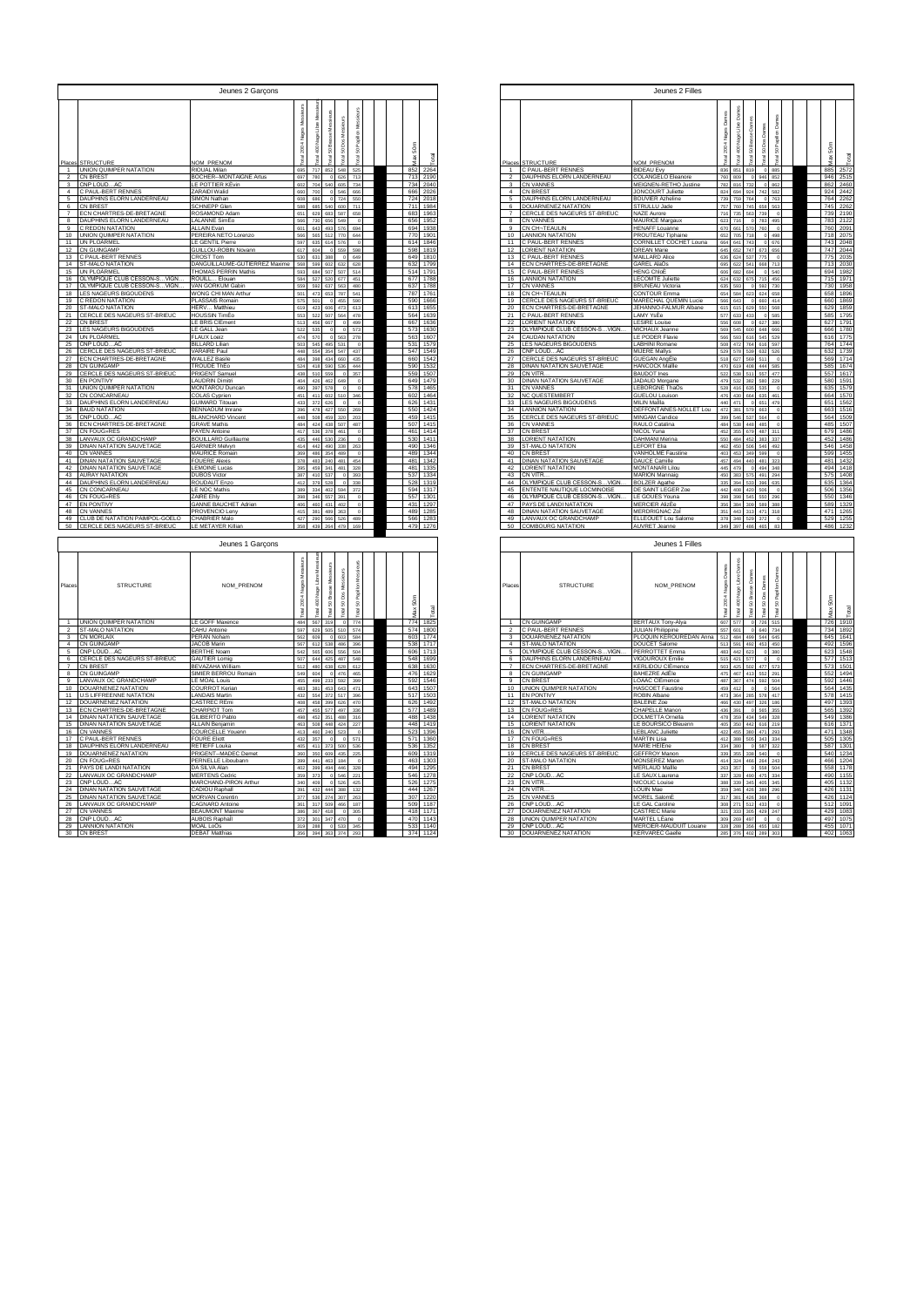## Jeunes 2 Garçons

| Places | STRUCTURE | NOM_PRENOM | Total 200 4 Nages Messieurs | Total 400 Nage Libre Messieurs | Total 50 Brasse Messieurs | Total 50 Dos Messieurs | Total 50 Papillon Messieurs | Max 50m | Total |
|---|---|---|---|---|---|---|---|---|---|
| 1 | UNION QUIMPER NATATION | RIOUAL Milan | 695 | 717 | 852 | 548 | 525 | 852 | 2264 |
| 2 | CN BREST | BOCHER--MONTAGNE Artus | 697 | 780 | 0 | 626 | 713 | 713 | 2190 |
| 3 | CNP LOUD...AC | LE POTTIER KEvin | 602 | 704 | 540 | 605 | 734 | 734 | 2040 |
| 4 | C PAUL-BERT RENNES | ZARAIDI Walid | 660 | 700 | 0 | 546 | 666 | 666 | 2026 |
| 5 | DAUPHINS ELORN LANDERNEAU | SIMON Nathan | 608 | 686 | 0 | 724 | 550 | 724 | 2018 |
| 6 | CN BREST | SCHNEPP Glen | 588 | 685 | 540 | 600 | 711 | 711 | 1984 |
| 7 | ECN CHARTRES-DE-BRETAGNE | ROSAMOND Adam | 651 | 629 | 683 | 587 | 658 | 683 | 1963 |
| 8 | DAUPHINS ELORN LANDERNEAU | LALANNE SimEo | 566 | 730 | 656 | 549 | 0 | 656 | 1952 |
| 9 | C REDON NATATION | ALLAIN Evan | 601 | 643 | 493 | 576 | 694 | 694 | 1938 |
| 10 | UNION QUIMPER NATATION | PEREIRA NETO Lorenzo | 566 | 565 | 512 | 770 | 644 | 770 | 1901 |
| 11 | UN PLOARMEL | LE GENTIL Pierre | 597 | 635 | 614 | 576 | 0 | 614 | 1846 |
| 12 | CN GUINGAMP | GUILLOU-ROBIN Nevann | 617 | 604 | 0 | 559 | 598 | 598 | 1819 |
| 13 | C PAUL-BERT RENNES | CROST Tom | 530 | 631 | 388 | 0 | 649 | 649 | 1810 |
| 14 | ST-MALO NATATION | DANGUILLAUME-GUTIERREZ Maxime | 569 | 596 | 602 | 632 | 628 | 632 | 1797 |
| 15 | UN PLOARMEL | THOMAS PERRIN Mathis | 593 | 684 | 507 | 507 | 514 | 514 | 1791 |
| 16 | OLYMPIQUE CLUB CESSON-S...VIGN... | ROUILL... Elouan | 584 | 527 | 520 | 677 | 451 | 677 | 1788 |
| 17 | OLYMPIQUE CLUB CESSON-S...VIGN... | VAN GORKUM Gabin | 559 | 592 | 637 | 563 | 480 | 637 | 1788 |
| 18 | LES NAGEURS BIGOUDENS | WONG CHI MAN Arthur | 501 | 473 | 653 | 787 | 541 | 787 | 1761 |
| 19 | C REDON NATATION | PLASSAIS Romain | 575 | 501 | 0 | 455 | 590 | 590 | 1666 |
| 20 | ST-MALO NATATION | HERV... Matthieu | 619 | 423 | 606 | 473 | 613 | 613 | 1655 |
| 21 | CERCLE DES NAGEURS ST-BRIEUC | HOUSSIN TimEo | 553 | 522 | 507 | 564 | 478 | 564 | 1639 |
| 22 | CN BREST | LE BRIS CIEment | 513 | 456 | 667 | 0 | 499 | 667 | 1636 |
| 23 | LES NAGEURS BIGOUDENS | LE GALL Jean | 522 | 535 | 0 | 0 | 573 | 573 | 1630 |
| 24 | UN PLOARMEL | FLAUX Louiz | 474 | 570 | 0 | 563 | 278 | 563 | 1607 |
| 25 | CNP LOUD...AC | BILLARD Lilian | 503 | 545 | 495 | 531 | 0 | 531 | 1579 |
| 26 | CERCLE DES NAGEURS ST-BRIEUC | VARAIRE Paul | 448 | 554 | 354 | 547 | 427 | 547 | 1549 |
| 27 | ECN CHARTRES-DE-BRETAGNE | WALLEZ Basile | 484 | 398 | 434 | 660 | 435 | 660 | 1542 |
| 28 | CN GUINGAMP | TROUDE ThEo | 524 | 418 | 590 | 536 | 464 | 590 | 1532 |
| 29 | CERCLE DES NAGEURS ST-BRIEUC | PRIGENT Samuel | 438 | 530 | 559 | 0 | 357 | 559 | 1527 |
| 30 | EN PONTIVY | LAUDRIN Dimitri | 404 | 426 | 402 | 649 | 0 | 649 | 1479 |
| 31 | UNION QUIMPER NATATION | MONTAROU Duncan | 490 | 397 | 578 | 0 | 0 | 578 | 1465 |
| 32 | CN CONCARNEAU | COLAS Cyprien | 451 | 411 | 603 | 510 | 395 | 602 | 1464 |
| 33 | DAUPHINS ELORN LANDERNEAU | GUIMARD Titouan | 433 | 372 | 626 | 0 | 0 | 626 | 1431 |
| 34 | BAUD NATATION | BENNAOUM Imrane | 396 | 476 | 427 | 550 | 269 | 550 | 1422 |
| 35 | CNP LOUD...AC | BLANCHARD Vincent | 448 | 508 | 459 | 320 | 203 | 459 | 1415 |
| 36 | ECN CHARTRES-DE-BRETAGNE | GRAVE Mathis | 484 | 424 | 438 | 507 | 467 | 507 | 1415 |
| 37 | CN FOUG=RES | PAYEN Antoine | 417 | 536 | 378 | 461 | 0 | 461 | 1414 |
| 38 | LANVAUX OC GRANDCHAMP | BOUILLARD Guillaume | 435 | 449 | 530 | 236 | 0 | 530 | 1414 |
| 39 | DINAN NATATION SAUVETAGE | GARNIER Melvyn | 414 | 442 | 490 | 338 | 263 | 490 | 1346 |
| 40 | CN VANNES | MAURICE Romain | 369 | 486 | 354 | 489 | 0 | 489 | 1344 |
| 41 | DINAN NATATION SAUVETAGE | FOUERE Alexis | 378 | 483 | 240 | 481 | 454 | 481 | 1342 |
| 42 | DINAN NATATION SAUVETAGE | LEMOINE Lucas | 395 | 459 | 341 | 481 | 328 | 481 | 1335 |
| 43 | AURAY NATATION | DUBOS Victor | 387 | 410 | 537 | 0 | 393 | 537 | 1334 |
| 44 | DAUPHINS ELORN LANDERNEAU | ROUDAUT Enzo | 412 | 379 | 528 | 0 | 338 | 528 | 1319 |
| 45 | CN CONCARNEAU | LE NOC Mathis | 389 | 334 | 402 | 594 | 372 | 594 | 1317 |
| 46 | CN FOUG=RES | ZAIRE Elliy | 398 | 346 | 557 | 391 | 0 | 557 | 1301 |
| 47 | EN PONTIVY | GANNE BAUCHET Adrien | 406 | 460 | 431 | 402 | 0 | 431 | 1297 |
| 48 | CN VANNES | PROVENCIO Leny | 415 | 381 | 489 | 363 | 0 | 489 | 1285 |
| 49 | CLUB DE NATATION PAIMPOL-GOELO | CHABRIER Malo | 427 | 290 | 566 | 526 | 489 | 566 | 1283 |
| 50 | CERCLE DES NAGEURS ST-BRIEUC | LE METAYER Killian | 358 | 439 | 264 | 479 | 169 | 479 | 1276 |

## Jeunes 2 Filles

| Places | STRUCTURE | NOM_PRENOM | Total 200 4 Nages Dames | Total 400 Nage Libre Dames | Total 50 Brasse Dames | Total 50 Dos Dames | Total 50 Papillon Dames | Max 50m | Total |
|---|---|---|---|---|---|---|---|---|---|
| 1 | C PAUL-BERT RENNES | BIDEAU Evy | 836 | 851 | 819 | 0 | 885 | 885 | 2572 |
| 2 | DAUPHINS ELORN LANDERNEAU | COLANGELO Eleanore | 760 | 809 | 0 | 946 | 852 | 946 | 2515 |
| 3 | CN VANNES | MEIGNEN-RETHO Justine | 782 | 816 | 732 | 0 | 862 | 862 | 2460 |
| 4 | CN BREST | JONCOURT Juliette | 624 | 894 | 924 | 742 | 582 | 924 | 2442 |
| 5 | DAUPHINS ELORN LANDERNEAU | BOUVIER Azheline | 739 | 759 | 764 | 0 | 763 | 764 | 2262 |
| 6 | DOUARNENEZ NATATION | STRULLU Jade | 757 | 760 | 745 | 658 | 563 | 745 | 2262 |
| 7 | CERCLE DES NAGEURS ST-BRIEUC | NAZE Aurore | 714 | 735 | 563 | 739 | 0 | 739 | 2190 |
| 8 | CN VANNES | MAURICE Margaux | 623 | 716 | 0 | 783 | 495 | 783 | 2122 |
| 9 | CN CH~TEAULIN | HENAFF Louanne | 670 | 661 | 570 | 760 | 0 | 760 | 2091 |
| 10 | LANNION NATATION | PROUTEAU Tiphaine | 652 | 705 | 718 | 0 | 498 | 718 | 2075 |
| 11 | C PAUL-BERT RENNES | CORNILLET COCHET Louna | 664 | 641 | 743 | 0 | 676 | 743 | 2048 |
| 12 | LORIENT NATATION | DREAN Marie | 645 | 652 | 747 | 673 | 656 | 747 | 2044 |
| 13 | C PAUL-BERT RENNES | MAILLARD Alice | 636 | 624 | 537 | 775 | 0 | 775 | 2035 |
| 14 | ECN CHARTRES-DE-BRETAGNE | GAREL AlaOs | 699 | 622 | 541 | 668 | 713 | 713 | 2030 |
| 15 | C PAUL-BERT RENNES | HENG ChloE | 606 | 682 | 694 | 0 | 540 | 694 | 1982 |
| 16 | LANNION NATATION | LECOMTE Juliette | 624 | 632 | 675 | 715 | 456 | 715 | 1971 |
| 17 | CN VANNES | BRUNEAU Victoria | 635 | 593 | 0 | 592 | 730 | 730 | 1958 |
| 18 | CN CH~TEAULIN | CONTOUR Emma | 654 | 584 | 623 | 624 | 658 | 658 | 1896 |
| 19 | CERCLE DES NAGEURS ST-BRIEUC | MARECHAL QUEMIN Lucie | 559 | 643 | 0 | 660 | 414 | 660 | 1862 |
| 20 | ECN CHARTRES-DE-BRETAGNE | JEHANNO-FALMUR Albane | 615 | 615 | 629 | 550 | 568 | 629 | 1859 |
| 21 | C PAUL-BERT RENNES | LAMY YsEe | 577 | 633 | 433 | 0 | 585 | 585 | 1795 |
| 22 | LORIENT NATATION | LESIRE Louise | 556 | 608 | 0 | 627 | 380 | 627 | 1791 |
| 23 | OLYMPIQUE CLUB CESSON-S...VIGN... | MICHAUX Jeanne | 569 | 545 | 603 | 648 | 666 | 666 | 1780 |
| 24 | CAUDAN NATATION | LE PODER Flavie | 566 | 593 | 616 | 545 | 529 | 616 | 1775 |
| 25 | LES NAGEURS BIGOUDENS | LABHINI Romane | 508 | 472 | 764 | 616 | 597 | 764 | 1744 |
| 26 | CNP LOUD...AC | MUERE Mallys | 529 | 578 | 539 | 632 | 526 | 632 | 1739 |
| 27 | CERCLE DES NAGEURS ST-BRIEUC | GUEGAN AngEle | 518 | 627 | 569 | 511 | 0 | 569 | 1714 |
| 28 | DINAN NATATION SAUVETAGE | HANCOCK Maille | 470 | 619 | 408 | 444 | 585 | 585 | 1674 |
| 29 | CN VITR... | BAUDOT Ines | 522 | 538 | 511 | 557 | 477 | 557 | 1617 |
| 30 | DINAN NATATION SAUVETAGE | JADAUD Morgane | 479 | 532 | 382 | 580 | 229 | 580 | 1591 |
| 31 | CN VANNES | LEBORGNE ThaOs | 528 | 416 | 433 | 535 | 0 | 535 | 1579 |
| 32 | NC QUESTEMBERT | GUELOU Louison | 476 | 430 | 664 | 635 | 461 | 664 | 1570 |
| 33 | LES NAGEURS BIGOUDENS | MILIN Maïlla | 446 | 471 | 0 | 651 | 479 | 651 | 1562 |
| 34 | LANNION NATATION | DEFFONTAINES-NOLLET Lou | 472 | 381 | 579 | 663 | 0 | 663 | 1516 |
| 35 | CERCLE DES NAGEURS ST-BRIEUC | MINGAM Candice | 399 | 566 | 537 | 564 | 0 | 564 | 1509 |
| 36 | CN VANNES | RAULO Catalina | 484 | 538 | 448 | 485 | 0 | 485 | 1507 |
| 37 | CN BREST | NICOL Yuna | 452 | 395 | 679 | 487 | 311 | 679 | 1486 |
| 38 | LORIENT NATATION | DAHMANI Merina | 550 | 484 | 452 | 383 | 337 | 452 | 1486 |
| 39 | ST-MALO NATATION | LEFORT Elia | 462 | 450 | 506 | 546 | 492 | 546 | 1458 |
| 40 | CN BREST | VANHOLME Faustine | 403 | 453 | 349 | 599 | 0 | 599 | 1455 |
| 41 | DINAN NATATION SAUVETAGE | DAUCE Camille | 457 | 494 | 440 | 481 | 323 | 481 | 1432 |
| 42 | LORIENT NATATION | MONTANARI Lilou | 445 | 479 | 0 | 494 | 348 | 494 | 1418 |
| 43 | CN VITR... | MARION Mannaig | 450 | 383 | 575 | 491 | 294 | 575 | 1408 |
| 44 | OLYMPIQUE CLUB CESSON-S...VIGN... | BOLZER Agathe | 335 | 394 | 533 | 396 | 635 | 635 | 1364 |
| 45 | ENTENTE NATATIQUE LOCMINOISE | DE SAINT LEGER Zoe | 442 | 408 | 420 | 506 | 0 | 506 | 1356 |
| 46 | OLYMPIQUE CLUB CESSON-S...VIGN... | LE GOUES Youna | 398 | 398 | 545 | 550 | 290 | 550 | 1346 |
| 47 | PAYS DE LANDI NATATION | MERCIER AlizEe | 356 | 384 | 359 | 589 | 388 | 589 | 1329 |
| 48 | DINAN NATATION SAUVETAGE | MERDRIGNAC Zo‰ | 351 | 443 | 313 | 471 | 318 | 471 | 1265 |
| 49 | LANVAUX OC GRANDCHAMP | ELLEOUET Lou Salome | 378 | 348 | 529 | 372 | 0 | 529 | 1255 |
| 50 | COMBOURG NATATION | AUVRET Jeanne | 349 | 397 | 486 | 465 | 83 | 486 | 1232 |

## Jeunes 1 Garçons

| Places | STRUCTURE | NOM_PRENOM | Total 200 4 Nages Messieurs | Total 400 Nage Libre Messieurs | Total 50 Brasse Messieurs | Total 50 Dos Messieurs | Total 50 Papillon Messieurs | Max 50m | Total |
|---|---|---|---|---|---|---|---|---|---|
| 1 | UNION QUIMPER NATATION | LE GOFF Maxence | 484 | 567 | 315 | 0 | 774 | 774 | 1825 |
| 2 | ST-MALO NATATION | CAHU Antoine | 597 | 629 | 509 | 510 | 574 | 574 | 1800 |
| 3 | CN MORLAIX | PERAN Nohann | 562 | 609 | 0 | 603 | 584 | 603 | 1774 |
| 4 | CN GUINGAMP | JACOB Marin | 567 | 612 | 538 | 486 | 396 | 538 | 1717 |
| 5 | CNP LOUD...AC | BERTHE Noam | 542 | 565 | 606 | 556 | 504 | 606 | 1713 |
| 6 | CERCLE DES NAGEURS ST-BRIEUC | GAUTIER Lomig | 507 | 644 | 426 | 487 | 548 | 548 | 1699 |
| 7 | CN BREST | BEVAZAHA William | 512 | 480 | 638 | 626 | 612 | 638 | 1630 |
| 8 | CN GUINGAMP | SIMIER BERROU Romain | 549 | 604 | 0 | 476 | 465 | 476 | 1629 |
| 9 | LANVAUX OC GRANDCHAMP | LE MOAL Louis | 455 | 499 | 233 | 592 | 390 | 592 | 1546 |
| 10 | DOUARNENEZ NATATION | COURROT Kerian | 483 | 381 | 453 | 643 | 471 | 643 | 1507 |
| 11 | U.S LIFFREENNE NATATION | LANDAIS Martin | 432 | 554 | 372 | 517 | 336 | 517 | 1503 |
| 12 | DOUARNENEZ NATATION | CASTREC REmi | 408 | 458 | 399 | 626 | 470 | 626 | 1492 |
| 13 | ECN CHARTRES-DE-BRETAGNE | CHARPIOT Tom | 457 | 455 | 577 | 497 | 336 | 577 | 1489 |
| 14 | DINAN NATATION SAUVETAGE | GILIBERTO Pablo | 498 | 452 | 351 | 488 | 316 | 488 | 1438 |
| 15 | DINAN NATATION SAUVETAGE | ALLAIN Benjamin | 463 | 508 | 448 | 424 | 227 | 448 | 1419 |
| 16 | CN VANNES | COURCELLE Youenn | 413 | 460 | 240 | 523 | 0 | 523 | 1396 |
| 17 | C PAUL-BERT RENNES | FOURE Eliott | 432 | 357 | 0 | 0 | 571 | 571 | 1360 |
| 18 | DAUPHINS ELORN LANDERNEAU | RETIEFF Louka | 405 | 411 | 373 | 500 | 536 | 536 | 1352 |
| 19 | DOUARNENEZ NATATION | PRIGENT--MADEC Demet | 360 | 350 | 609 | 435 | 225 | 609 | 1319 |
| 20 | CN FOUG=RES | PERNELLE Libouban | 399 | 441 | 463 | 184 | 0 | 463 | 1303 |
| 21 | PAYS DE LANDI NATATION | DA SILVA Alan | 402 | 399 | 494 | 446 | 328 | 494 | 1295 |
| 22 | LANVAUX OC GRANDCHAMP | MERTENS Cedric | 359 | 373 | 0 | 546 | 231 | 546 | 1278 |
| 23 | CNP LOUD...AC | MARCHAND-PIRON Arthur | 340 | 408 | 0 | 526 | 425 | 526 | 1275 |
| 24 | DINAN NATATION SAUVETAGE | CADIOU Raphaël | 391 | 432 | 444 | 388 | 132 | 444 | 1267 |
| 25 | DINAN NATATION SAUVETAGE | MORVAN Corentin | 377 | 538 | 274 | 307 | 263 | 307 | 1222 |
| 26 | LANVAUX OC GRANDCHAMP | CAGNARD Antoine | 361 | 317 | 509 | 466 | 187 | 509 | 1187 |
| 27 | CN VANNES | BEAUMONT Maxime | 386 | 367 | 418 | 0 | 305 | 418 | 1171 |
| 28 | CNP LOUD...AC | AUBOIS Raphaël | 372 | 301 | 347 | 470 | 0 | 470 | 1143 |
| 29 | LANNION NATATION | MOAL LoOs | 319 | 288 | 0 | 533 | 345 | 533 | 1140 |
| 30 | CN BREST | DEBAT Matthias | 356 | 394 | 363 | 374 | 293 | 374 | 1124 |

## Jeunes 1 Filles

| Places | STRUCTURE | NOM_PRENOM | Total 200 4 Nages Dames | Total 400 Nage Libre Dames | Total 50 Brasse Dames | Total 50 Dos Dames | Total 50 Papillon Dames | Max 50m | Total |
|---|---|---|---|---|---|---|---|---|---|
| 1 | CN GUINGAMP | BERTAUX Tony-Alya | 607 | 577 | 0 | 726 | 515 | 726 | 1910 |
| 2 | C PAUL-BERT RENNES | JULIAN Philippine | 557 | 601 | 0 | 640 | 734 | 734 | 1892 |
| 3 | DOUARNENEZ NATATION | PLOQUIN KEROUREDAN Anna | 512 | 484 | 499 | 544 | 645 | 645 | 1641 |
| 4 | ST-MALO NATATION | DOUCET Salome | 513 | 591 | 492 | 453 | 450 | 492 | 1596 |
| 5 | OLYMPIQUE CLUB CESSON-S...VIGN... | PERROTTET Emma | 483 | 442 | 623 | 0 | 380 | 623 | 1548 |
| 6 | DAUPHINS ELORN LANDERNEAU | VIGOUROUX Emilie | 515 | 421 | 577 | 0 | 0 | 577 | 1513 |
| 7 | ECN CHARTRES-DE-BRETAGNE | KERLIDOU CIEmence | 503 | 425 | 502 | 477 | 573 | 573 | 1501 |
| 8 | CN GUINGAMP | BAHEZRE AdEle | 475 | 467 | 413 | 552 | 291 | 552 | 1494 |
| 9 | CN BREST | LOAAC CIEmence | 487 | 367 | 474 | 592 | 504 | 592 | 1446 |
| 10 | UNION QUIMPER NATATION | HASCOET Faustine | 459 | 412 | 0 | 0 | 564 | 564 | 1435 |
| 11 | EN PONTIVY | ROBIN Albane | 473 | 364 | 265 | 578 | 417 | 578 | 1415 |
| 12 | ST-MALO NATATION | BALEINE Zoe | 466 | 430 | 497 | 326 | 186 | 497 | 1393 |
| 13 | CN FOUG=RES | CHAPELLE Manon | 436 | 391 | 0 | 565 | 355 | 565 | 1392 |
| 14 | LORIENT NATATION | DOLMETTA Ornella | 478 | 359 | 434 | 549 | 328 | 549 | 1386 |
| 15 | LORIENT NATATION | LE BOURSICO Bleuenn | 405 | 350 | 442 | 616 | 219 | 616 | 1371 |
| 16 | CN VITR... | LEBLANC Juliette | 422 | 455 | 360 | 471 | 293 | 471 | 1348 |
| 17 | CN FOUG=RES | MARTIN Lisa | 412 | 388 | 505 | 343 | 334 | 505 | 1305 |
| 18 | CN BREST | MARIE HElEne | 334 | 380 | 0 | 587 | 322 | 587 | 1301 |
| 19 | CERCLE DES NAGEURS ST-BRIEUC | GEFFROY Manon | 339 | 355 | 338 | 540 | 0 | 540 | 1234 |
| 20 | ST-MALO NATATION | MONSEREZ Manon | 414 | 324 | 466 | 264 | 243 | 466 | 1204 |
| 21 | CN BREST | MERLAUD Maille | 263 | 357 | 0 | 558 | 504 | 558 | 1178 |
| 22 | CNP LOUD...AC | LE SAUX Laurena | 337 | 328 | 490 | 475 | 334 | 490 | 1155 |
| 23 | CN VITR... | NICOLIC Louise | 388 | 339 | 345 | 405 | 345 | 405 | 1132 |
| 24 | CN VITR... | LOUIN Mae | 359 | 346 | 426 | 389 | 296 | 426 | 1131 |
| 25 | CN VANNES | MOREL SalomE | 317 | 381 | 426 | 368 | 0 | 426 | 1124 |
| 26 | CNP LOUD...AC | LE GAL Caroline | 308 | 271 | 512 | 433 | 0 | 512 | 1091 |
| 27 | DOUARNENEZ NATATION | CASTREC Marie | 321 | 333 | 305 | 429 | 247 | 429 | 1083 |
| 28 | UNION QUIMPER NATATION | MARTEL LEane | 309 | 269 | 497 | 0 | 0 | 497 | 1075 |
| 29 | CNP LOUD...AC | MERCIER-MAUDUIT Louane | 328 | 288 | 356 | 455 | 182 | 455 | 1071 |
| 30 | DOUARNENEZ NATATION | KERVAREC Gaelle | 285 | 376 | 402 | 289 | 303 | 402 | 1063 |